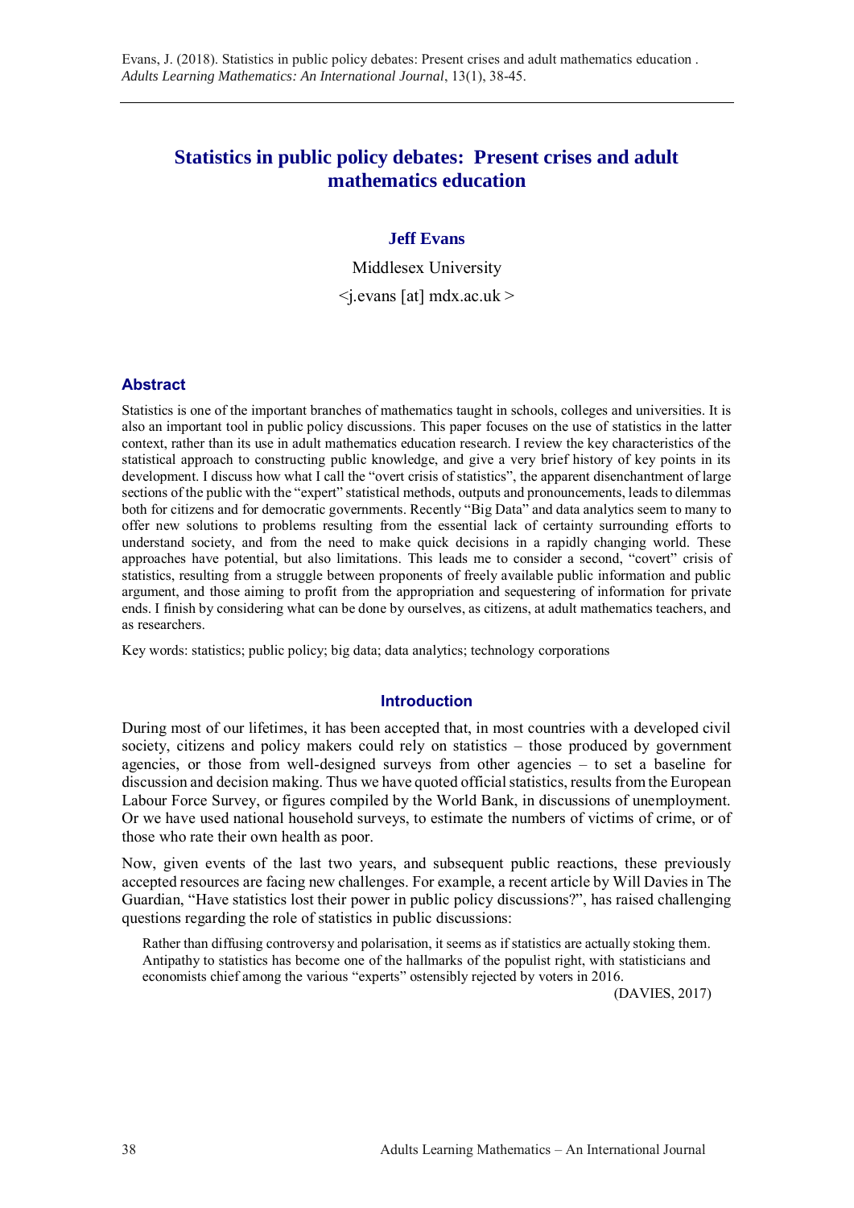# Statistics in public policy debates: Present crises and adult mathematics education

**Jeff Evans**

Middlesex University

<j.evans [at] mdx.ac.uk >

## Abstract

Statistics is one of the important branches of mathematics taught in schools, colleges and universities. It is also an important tool in public policy discussions. This paper focuses on the use of statistics in the latter context, rather than its use in adult mathematics education research. I review the key characteristics of the statistical approach to constructing public knowledge, and give a very brief history of key points in its development. I discuss how what I call the "overt crisis of statistics", the apparent disenchantment of large sections of the public with the "expert" statistical methods, outputs and pronouncements, leads to dilemmas both for citizens and for democratic governments. Recently "Big Data" and data analytics seem to many to offer new solutions to problems resulting from the essential lack of certainty surrounding efforts to understand society, and from the need to make quick decisions in a rapidly changing world. These approaches have potential, but also limitations. This leads me to consider a second, "covert" crisis of statistics, resulting from a struggle between proponents of freely available public information and public argument, and those aiming to profit from the appropriation and sequestering of information for private ends. I finish by considering what can be done by ourselves, as citizens, at adult mathematics teachers, and as researchers.

Key words: statistics; public policy; big data; data analytics; technology corporations

## Introduction

During most of our lifetimes, it has been accepted that, in most countries with a developed civil society, citizens and policy makers could rely on statistics – those produced by government agencies, or those from well-designed surveys from other agencies – to set a baseline for discussion and decision making. Thus we have quoted official statistics, results from the European Labour Force Survey, or figures compiled by the World Bank, in discussions of unemployment. Or we have used national household surveys, to estimate the numbers of victims of crime, or of those who rate their own health as poor.

Now, given events of the last two years, and subsequent public reactions, these previously accepted resources are facing new challenges. For example, a recent article by Will Davies in The Guardian, "Have statistics lost their power in public policy discussions?", has raised challenging questions regarding the role of statistics in public discussions:

> Rather than diffusing controversy and polarisation, it seems as if statistics are actually stoking them. Antipathy to statistics has become one of the hallmarks of the populist right, with statisticians and economists chief among the various "experts" ostensibly rejected by voters in 2016.
>
> (DAVIES, 2017)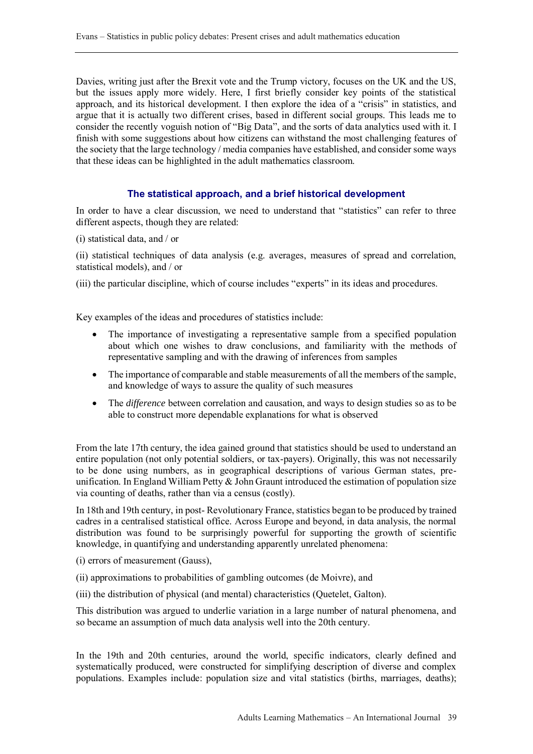Davies, writing just after the Brexit vote and the Trump victory, focuses on the UK and the US, but the issues apply more widely. Here, I first briefly consider key points of the statistical approach, and its historical development. I then explore the idea of a "crisis" in statistics, and argue that it is actually two different crises, based in different social groups. This leads me to consider the recently voguish notion of "Big Data", and the sorts of data analytics used with it. I finish with some suggestions about how citizens can withstand the most challenging features of the society that the large technology / media companies have established, and consider some ways that these ideas can be highlighted in the adult mathematics classroom.

## The statistical approach, and a brief historical development

In order to have a clear discussion, we need to understand that "statistics" can refer to three different aspects, though they are related:

(i) statistical data, and / or

(ii) statistical techniques of data analysis (e.g. averages, measures of spread and correlation, statistical models), and / or

(iii) the particular discipline, which of course includes "experts" in its ideas and procedures.

Key examples of the ideas and procedures of statistics include:

- The importance of investigating a representative sample from a specified population about which one wishes to draw conclusions, and familiarity with the methods of representative sampling and with the drawing of inferences from samples
- The importance of comparable and stable measurements of all the members of the sample, and knowledge of ways to assure the quality of such measures
- The *difference* between correlation and causation, and ways to design studies so as to be able to construct more dependable explanations for what is observed

From the late 17th century, the idea gained ground that statistics should be used to understand an entire population (not only potential soldiers, or tax-payers). Originally, this was not necessarily to be done using numbers, as in geographical descriptions of various German states, pre-unification. In England William Petty & John Graunt introduced the estimation of population size via counting of deaths, rather than via a census (costly).

In 18th and 19th century, in post- Revolutionary France, statistics began to be produced by trained cadres in a centralised statistical office. Across Europe and beyond, in data analysis, the normal distribution was found to be surprisingly powerful for supporting the growth of scientific knowledge, in quantifying and understanding apparently unrelated phenomena:

(i) errors of measurement (Gauss),

(ii) approximations to probabilities of gambling outcomes (de Moivre), and

(iii) the distribution of physical (and mental) characteristics (Quetelet, Galton).

This distribution was argued to underlie variation in a large number of natural phenomena, and so became an assumption of much data analysis well into the 20th century.

In the 19th and 20th centuries, around the world, specific indicators, clearly defined and systematically produced, were constructed for simplifying description of diverse and complex populations. Examples include: population size and vital statistics (births, marriages, deaths);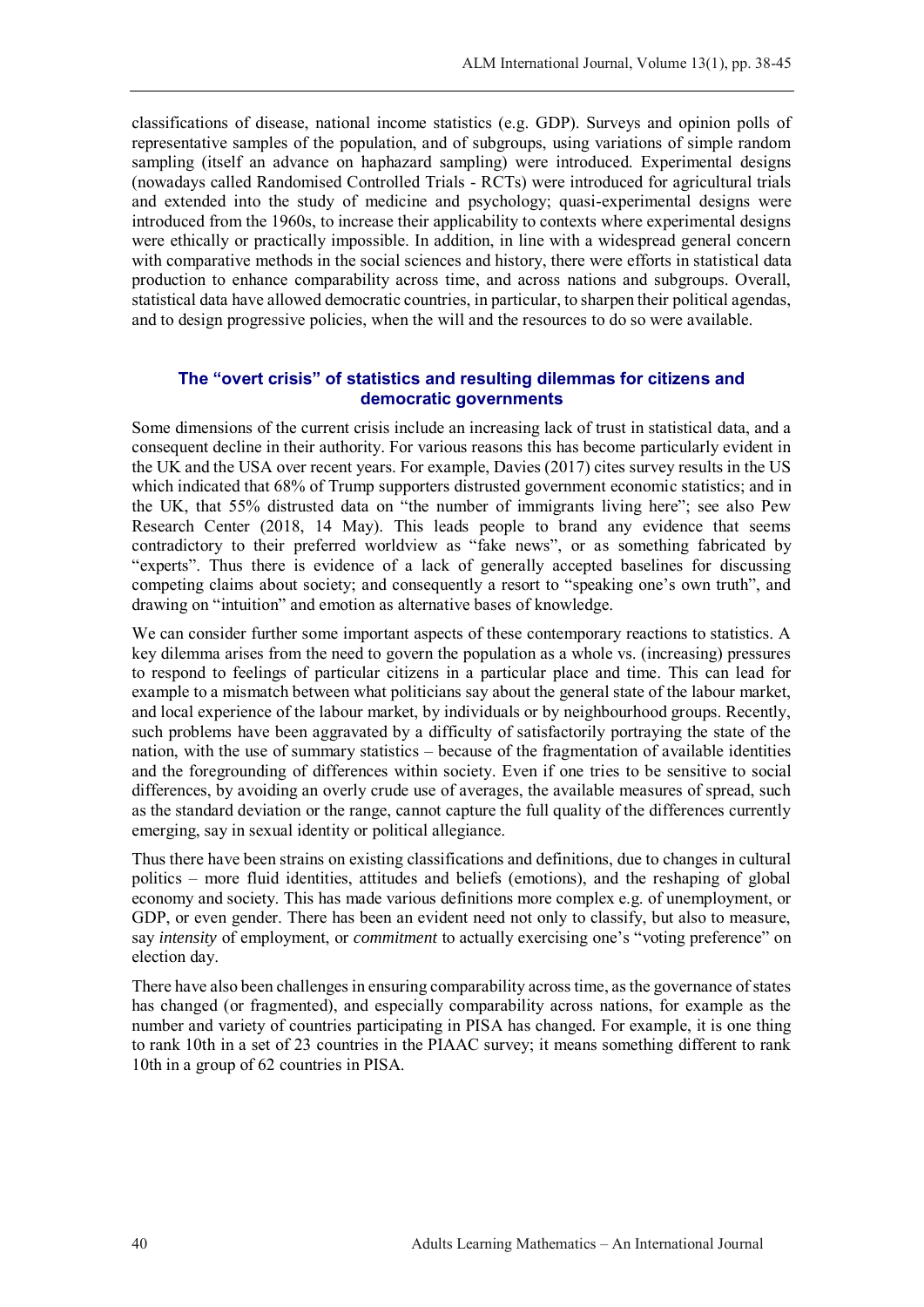classifications of disease, national income statistics (e.g. GDP). Surveys and opinion polls of representative samples of the population, and of subgroups, using variations of simple random sampling (itself an advance on haphazard sampling) were introduced. Experimental designs (nowadays called Randomised Controlled Trials - RCTs) were introduced for agricultural trials and extended into the study of medicine and psychology; quasi-experimental designs were introduced from the 1960s, to increase their applicability to contexts where experimental designs were ethically or practically impossible. In addition, in line with a widespread general concern with comparative methods in the social sciences and history, there were efforts in statistical data production to enhance comparability across time, and across nations and subgroups. Overall, statistical data have allowed democratic countries, in particular, to sharpen their political agendas, and to design progressive policies, when the will and the resources to do so were available.

## The "overt crisis" of statistics and resulting dilemmas for citizens and democratic governments

Some dimensions of the current crisis include an increasing lack of trust in statistical data, and a consequent decline in their authority. For various reasons this has become particularly evident in the UK and the USA over recent years. For example, Davies (2017) cites survey results in the US which indicated that 68% of Trump supporters distrusted government economic statistics; and in the UK, that 55% distrusted data on "the number of immigrants living here"; see also Pew Research Center (2018, 14 May). This leads people to brand any evidence that seems contradictory to their preferred worldview as "fake news", or as something fabricated by "experts". Thus there is evidence of a lack of generally accepted baselines for discussing competing claims about society; and consequently a resort to "speaking one's own truth", and drawing on "intuition" and emotion as alternative bases of knowledge.

We can consider further some important aspects of these contemporary reactions to statistics. A key dilemma arises from the need to govern the population as a whole vs. (increasing) pressures to respond to feelings of particular citizens in a particular place and time. This can lead for example to a mismatch between what politicians say about the general state of the labour market, and local experience of the labour market, by individuals or by neighbourhood groups. Recently, such problems have been aggravated by a difficulty of satisfactorily portraying the state of the nation, with the use of summary statistics – because of the fragmentation of available identities and the foregrounding of differences within society. Even if one tries to be sensitive to social differences, by avoiding an overly crude use of averages, the available measures of spread, such as the standard deviation or the range, cannot capture the full quality of the differences currently emerging, say in sexual identity or political allegiance.

Thus there have been strains on existing classifications and definitions, due to changes in cultural politics – more fluid identities, attitudes and beliefs (emotions), and the reshaping of global economy and society. This has made various definitions more complex e.g. of unemployment, or GDP, or even gender. There has been an evident need not only to classify, but also to measure, say *intensity* of employment, or *commitment* to actually exercising one's "voting preference" on election day.

There have also been challenges in ensuring comparability across time, as the governance of states has changed (or fragmented), and especially comparability across nations, for example as the number and variety of countries participating in PISA has changed. For example, it is one thing to rank 10th in a set of 23 countries in the PIAAC survey; it means something different to rank 10th in a group of 62 countries in PISA.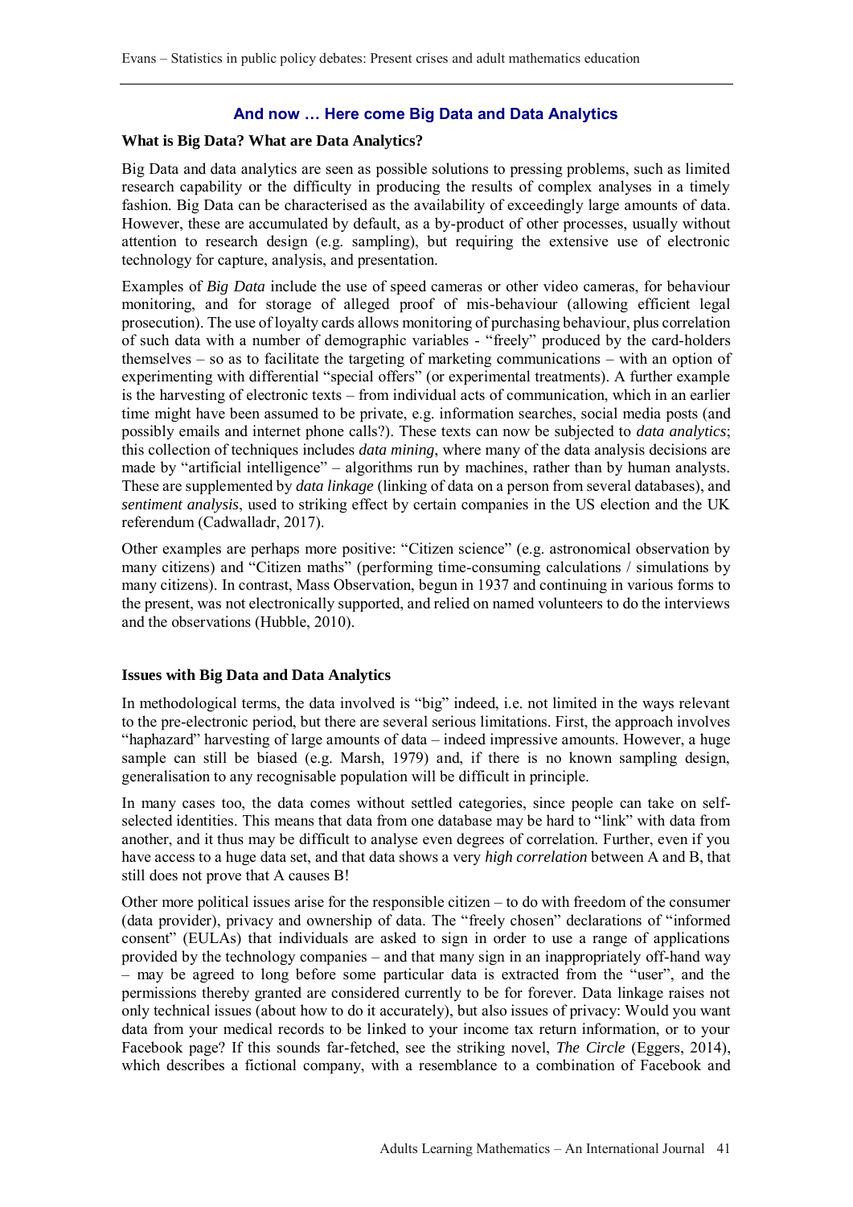## And now … Here come Big Data and Data Analytics

### What is Big Data? What are Data Analytics?

Big Data and data analytics are seen as possible solutions to pressing problems, such as limited research capability or the difficulty in producing the results of complex analyses in a timely fashion. Big Data can be characterised as the availability of exceedingly large amounts of data. However, these are accumulated by default, as a by-product of other processes, usually without attention to research design (e.g. sampling), but requiring the extensive use of electronic technology for capture, analysis, and presentation.

Examples of *Big Data* include the use of speed cameras or other video cameras, for behaviour monitoring, and for storage of alleged proof of mis-behaviour (allowing efficient legal prosecution). The use of loyalty cards allows monitoring of purchasing behaviour, plus correlation of such data with a number of demographic variables - "freely" produced by the card-holders themselves – so as to facilitate the targeting of marketing communications – with an option of experimenting with differential "special offers" (or experimental treatments). A further example is the harvesting of electronic texts – from individual acts of communication, which in an earlier time might have been assumed to be private, e.g. information searches, social media posts (and possibly emails and internet phone calls?). These texts can now be subjected to *data analytics*; this collection of techniques includes *data mining*, where many of the data analysis decisions are made by "artificial intelligence" – algorithms run by machines, rather than by human analysts. These are supplemented by *data linkage* (linking of data on a person from several databases), and *sentiment analysis*, used to striking effect by certain companies in the US election and the UK referendum (Cadwalladr, 2017).

Other examples are perhaps more positive: "Citizen science" (e.g. astronomical observation by many citizens) and "Citizen maths" (performing time-consuming calculations / simulations by many citizens). In contrast, Mass Observation, begun in 1937 and continuing in various forms to the present, was not electronically supported, and relied on named volunteers to do the interviews and the observations (Hubble, 2010).

### Issues with Big Data and Data Analytics

In methodological terms, the data involved is "big" indeed, i.e. not limited in the ways relevant to the pre-electronic period, but there are several serious limitations. First, the approach involves "haphazard" harvesting of large amounts of data – indeed impressive amounts. However, a huge sample can still be biased (e.g. Marsh, 1979) and, if there is no known sampling design, generalisation to any recognisable population will be difficult in principle.

In many cases too, the data comes without settled categories, since people can take on self-selected identities. This means that data from one database may be hard to "link" with data from another, and it thus may be difficult to analyse even degrees of correlation. Further, even if you have access to a huge data set, and that data shows a very *high correlation* between A and B, that still does not prove that A causes B!

Other more political issues arise for the responsible citizen – to do with freedom of the consumer (data provider), privacy and ownership of data. The "freely chosen" declarations of "informed consent" (EULAs) that individuals are asked to sign in order to use a range of applications provided by the technology companies – and that many sign in an inappropriately off-hand way – may be agreed to long before some particular data is extracted from the "user", and the permissions thereby granted are considered currently to be for forever. Data linkage raises not only technical issues (about how to do it accurately), but also issues of privacy: Would you want data from your medical records to be linked to your income tax return information, or to your Facebook page? If this sounds far-fetched, see the striking novel, *The Circle* (Eggers, 2014), which describes a fictional company, with a resemblance to a combination of Facebook and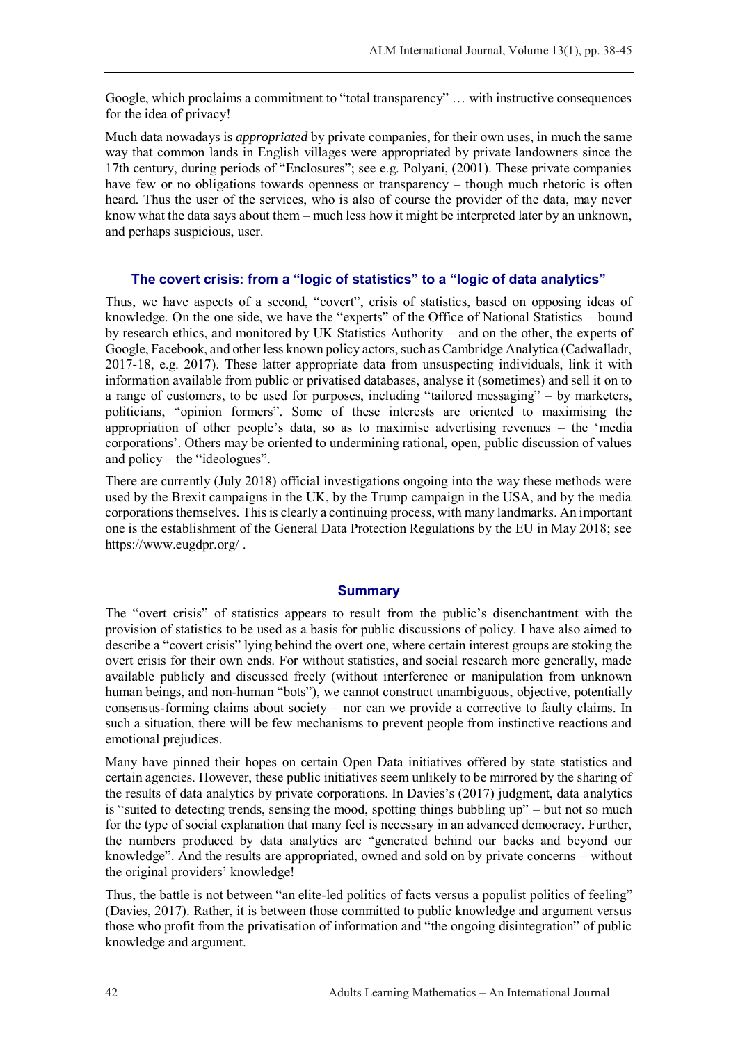Google, which proclaims a commitment to "total transparency" … with instructive consequences for the idea of privacy!

Much data nowadays is *appropriated* by private companies, for their own uses, in much the same way that common lands in English villages were appropriated by private landowners since the 17th century, during periods of "Enclosures"; see e.g. Polyani, (2001). These private companies have few or no obligations towards openness or transparency – though much rhetoric is often heard. Thus the user of the services, who is also of course the provider of the data, may never know what the data says about them – much less how it might be interpreted later by an unknown, and perhaps suspicious, user.

## The covert crisis: from a "logic of statistics" to a "logic of data analytics"

Thus, we have aspects of a second, "covert", crisis of statistics, based on opposing ideas of knowledge. On the one side, we have the "experts" of the Office of National Statistics – bound by research ethics, and monitored by UK Statistics Authority – and on the other, the experts of Google, Facebook, and other less known policy actors, such as Cambridge Analytica (Cadwalladr, 2017-18, e.g. 2017). These latter appropriate data from unsuspecting individuals, link it with information available from public or privatised databases, analyse it (sometimes) and sell it on to a range of customers, to be used for purposes, including "tailored messaging" – by marketers, politicians, "opinion formers". Some of these interests are oriented to maximising the appropriation of other people's data, so as to maximise advertising revenues – the 'media corporations'. Others may be oriented to undermining rational, open, public discussion of values and policy – the "ideologues".

There are currently (July 2018) official investigations ongoing into the way these methods were used by the Brexit campaigns in the UK, by the Trump campaign in the USA, and by the media corporations themselves. This is clearly a continuing process, with many landmarks. An important one is the establishment of the General Data Protection Regulations by the EU in May 2018; see https://www.eugdpr.org/ .

## Summary

The "overt crisis" of statistics appears to result from the public's disenchantment with the provision of statistics to be used as a basis for public discussions of policy. I have also aimed to describe a "covert crisis" lying behind the overt one, where certain interest groups are stoking the overt crisis for their own ends. For without statistics, and social research more generally, made available publicly and discussed freely (without interference or manipulation from unknown human beings, and non-human "bots"), we cannot construct unambiguous, objective, potentially consensus-forming claims about society – nor can we provide a corrective to faulty claims. In such a situation, there will be few mechanisms to prevent people from instinctive reactions and emotional prejudices.

Many have pinned their hopes on certain Open Data initiatives offered by state statistics and certain agencies. However, these public initiatives seem unlikely to be mirrored by the sharing of the results of data analytics by private corporations. In Davies's (2017) judgment, data analytics is "suited to detecting trends, sensing the mood, spotting things bubbling up" – but not so much for the type of social explanation that many feel is necessary in an advanced democracy. Further, the numbers produced by data analytics are "generated behind our backs and beyond our knowledge". And the results are appropriated, owned and sold on by private concerns – without the original providers' knowledge!

Thus, the battle is not between "an elite-led politics of facts versus a populist politics of feeling" (Davies, 2017). Rather, it is between those committed to public knowledge and argument versus those who profit from the privatisation of information and "the ongoing disintegration" of public knowledge and argument.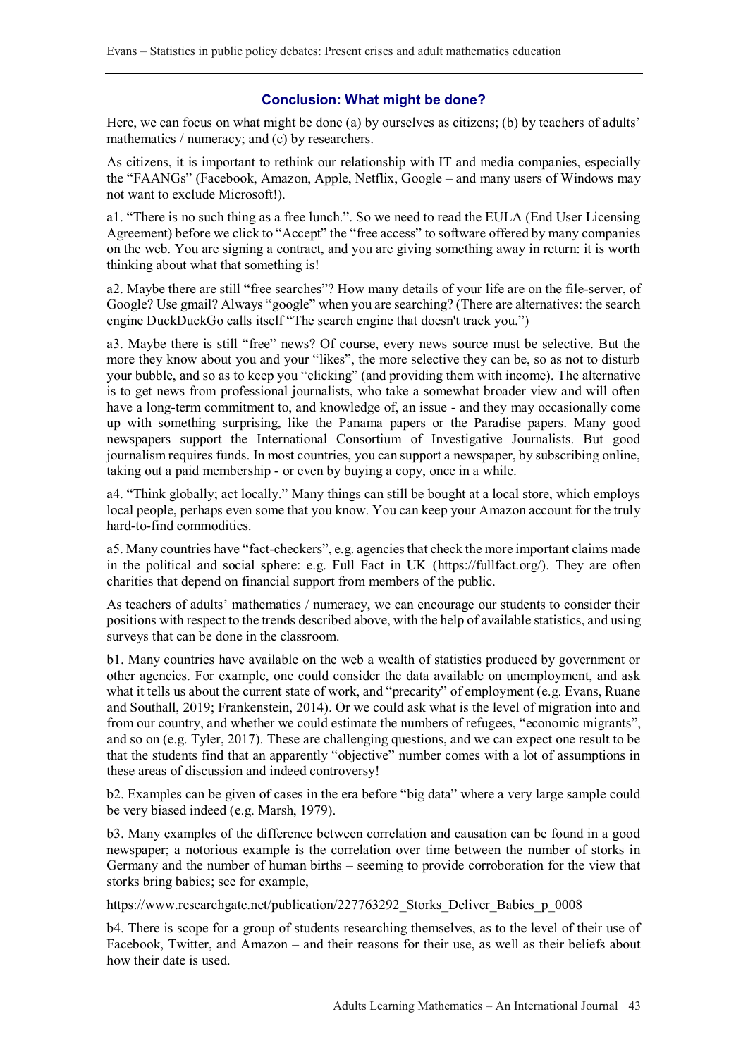## Conclusion: What might be done?

Here, we can focus on what might be done (a) by ourselves as citizens; (b) by teachers of adults' mathematics / numeracy; and (c) by researchers.

As citizens, it is important to rethink our relationship with IT and media companies, especially the "FAANGs" (Facebook, Amazon, Apple, Netflix, Google – and many users of Windows may not want to exclude Microsoft!).

a1. "There is no such thing as a free lunch.". So we need to read the EULA (End User Licensing Agreement) before we click to "Accept" the "free access" to software offered by many companies on the web. You are signing a contract, and you are giving something away in return: it is worth thinking about what that something is!

a2. Maybe there are still "free searches"? How many details of your life are on the file-server, of Google? Use gmail? Always "google" when you are searching? (There are alternatives: the search engine DuckDuckGo calls itself "The search engine that doesn't track you.")

a3. Maybe there is still "free" news? Of course, every news source must be selective. But the more they know about you and your "likes", the more selective they can be, so as not to disturb your bubble, and so as to keep you "clicking" (and providing them with income). The alternative is to get news from professional journalists, who take a somewhat broader view and will often have a long-term commitment to, and knowledge of, an issue - and they may occasionally come up with something surprising, like the Panama papers or the Paradise papers. Many good newspapers support the International Consortium of Investigative Journalists. But good journalism requires funds. In most countries, you can support a newspaper, by subscribing online, taking out a paid membership - or even by buying a copy, once in a while.

a4. "Think globally; act locally." Many things can still be bought at a local store, which employs local people, perhaps even some that you know. You can keep your Amazon account for the truly hard-to-find commodities.

a5. Many countries have "fact-checkers", e.g. agencies that check the more important claims made in the political and social sphere: e.g. Full Fact in UK (https://fullfact.org/). They are often charities that depend on financial support from members of the public.

As teachers of adults' mathematics / numeracy, we can encourage our students to consider their positions with respect to the trends described above, with the help of available statistics, and using surveys that can be done in the classroom.

b1. Many countries have available on the web a wealth of statistics produced by government or other agencies. For example, one could consider the data available on unemployment, and ask what it tells us about the current state of work, and "precarity" of employment (e.g. Evans, Ruane and Southall, 2019; Frankenstein, 2014). Or we could ask what is the level of migration into and from our country, and whether we could estimate the numbers of refugees, "economic migrants", and so on (e.g. Tyler, 2017). These are challenging questions, and we can expect one result to be that the students find that an apparently "objective" number comes with a lot of assumptions in these areas of discussion and indeed controversy!

b2. Examples can be given of cases in the era before "big data" where a very large sample could be very biased indeed (e.g. Marsh, 1979).

b3. Many examples of the difference between correlation and causation can be found in a good newspaper; a notorious example is the correlation over time between the number of storks in Germany and the number of human births – seeming to provide corroboration for the view that storks bring babies; see for example,

https://www.researchgate.net/publication/227763292_Storks_Deliver_Babies_p_0008

b4. There is scope for a group of students researching themselves, as to the level of their use of Facebook, Twitter, and Amazon – and their reasons for their use, as well as their beliefs about how their date is used.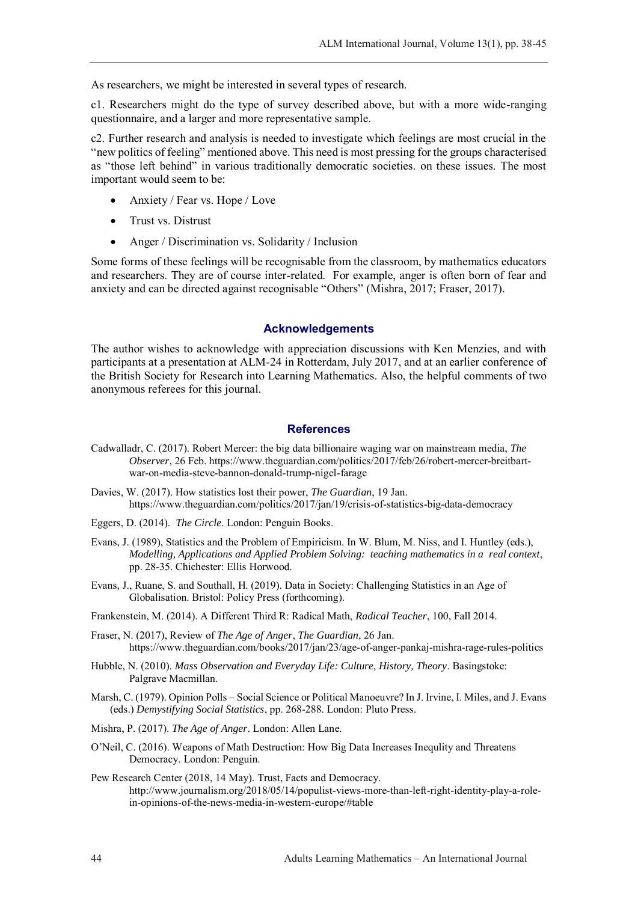As researchers, we might be interested in several types of research.

c1. Researchers might do the type of survey described above, but with a more wide-ranging questionnaire, and a larger and more representative sample.

c2. Further research and analysis is needed to investigate which feelings are most crucial in the "new politics of feeling" mentioned above. This need is most pressing for the groups characterised as "those left behind" in various traditionally democratic societies. on these issues. The most important would seem to be:

- Anxiety / Fear vs. Hope / Love
- Trust vs. Distrust
- Anger / Discrimination vs. Solidarity / Inclusion

Some forms of these feelings will be recognisable from the classroom, by mathematics educators and researchers. They are of course inter-related. For example, anger is often born of fear and anxiety and can be directed against recognisable "Others" (Mishra, 2017; Fraser, 2017).

## Acknowledgements

The author wishes to acknowledge with appreciation discussions with Ken Menzies, and with participants at a presentation at ALM-24 in Rotterdam, July 2017, and at an earlier conference of the British Society for Research into Learning Mathematics. Also, the helpful comments of two anonymous referees for this journal.

## References

Cadwalladr, C. (2017). Robert Mercer: the big data billionaire waging war on mainstream media, *The Observer*, 26 Feb. https://www.theguardian.com/politics/2017/feb/26/robert-mercer-breitbart-war-on-media-steve-bannon-donald-trump-nigel-farage

Davies, W. (2017). How statistics lost their power, *The Guardian*, 19 Jan. https://www.theguardian.com/politics/2017/jan/19/crisis-of-statistics-big-data-democracy

Eggers, D. (2014). *The Circle*. London: Penguin Books.

Evans, J. (1989), Statistics and the Problem of Empiricism. In W. Blum, M. Niss, and I. Huntley (eds.), *Modelling, Applications and Applied Problem Solving: teaching mathematics in a real context*, pp. 28-35. Chichester: Ellis Horwood.

Evans, J., Ruane, S. and Southall, H. (2019). Data in Society: Challenging Statistics in an Age of Globalisation. Bristol: Policy Press (forthcoming).

Frankenstein, M. (2014). A Different Third R: Radical Math, *Radical Teacher*, 100, Fall 2014.

Fraser, N. (2017), Review of *The Age of Anger*, *The Guardian*, 26 Jan. https://www.theguardian.com/books/2017/jan/23/age-of-anger-pankaj-mishra-rage-rules-politics

Hubble, N. (2010). *Mass Observation and Everyday Life: Culture, History, Theory*. Basingstoke: Palgrave Macmillan.

Marsh, C. (1979). Opinion Polls – Social Science or Political Manoeuvre? In J. Irvine, I. Miles, and J. Evans (eds.) *Demystifying Social Statistics*, pp. 268-288. London: Pluto Press.

Mishra, P. (2017). *The Age of Anger*. London: Allen Lane.

O'Neil, C. (2016). Weapons of Math Destruction: How Big Data Increases Inequlity and Threatens Democracy. London: Penguin.

Pew Research Center (2018, 14 May). Trust, Facts and Democracy. http://www.journalism.org/2018/05/14/populist-views-more-than-left-right-identity-play-a-role-in-opinions-of-the-news-media-in-western-europe/#table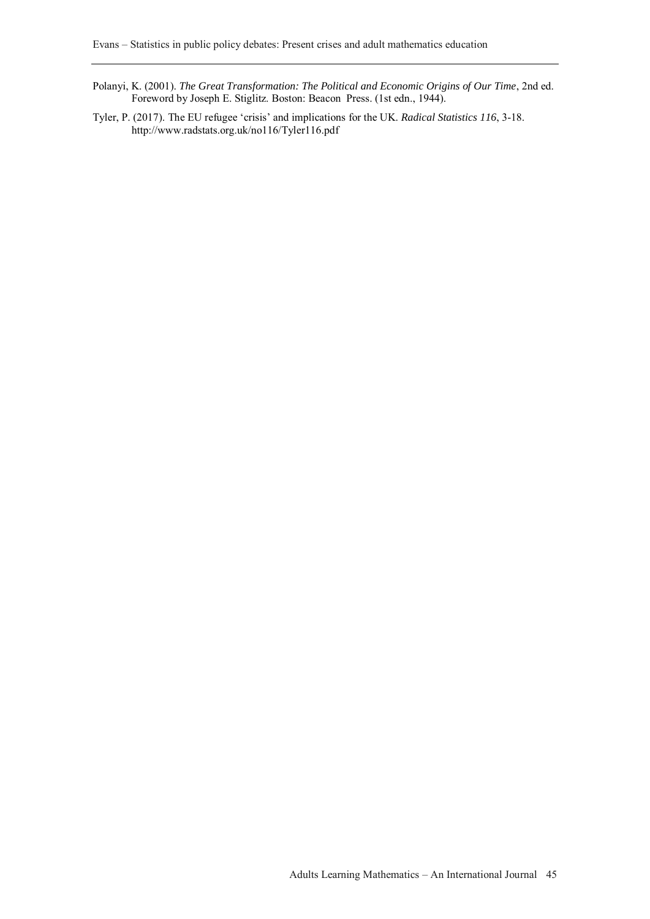Polanyi, K. (2001). *The Great Transformation: The Political and Economic Origins of Our Time*, 2nd ed. Foreword by Joseph E. Stiglitz. Boston: Beacon Press. (1st edn., 1944).

Tyler, P. (2017). The EU refugee 'crisis' and implications for the UK. *Radical Statistics 116*, 3-18. http://www.radstats.org.uk/no116/Tyler116.pdf